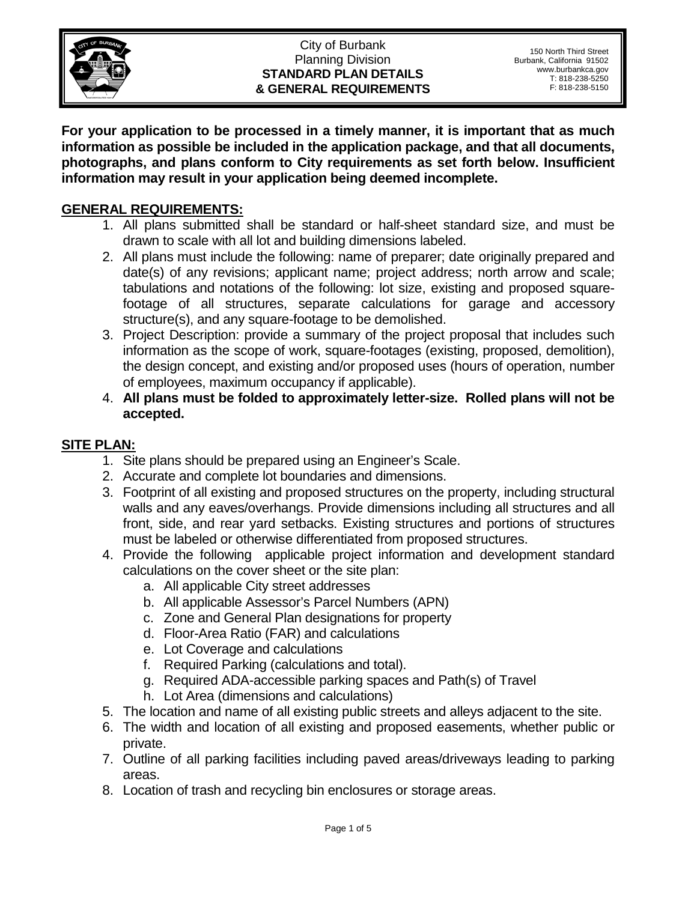City of Burbank
Planning Division
**STANDARD PLAN DETAILS & GENERAL REQUIREMENTS**

150 North Third Street
Burbank, California 91502
www.burbankca.gov
T: 818-238-5250
F: 818-238-5150

**For your application to be processed in a timely manner, it is important that as much information as possible be included in the application package, and that all documents, photographs, and plans conform to City requirements as set forth below. Insufficient information may result in your application being deemed incomplete.**

## GENERAL REQUIREMENTS:

1. All plans submitted shall be standard or half-sheet standard size, and must be drawn to scale with all lot and building dimensions labeled.
2. All plans must include the following: name of preparer; date originally prepared and date(s) of any revisions; applicant name; project address; north arrow and scale; tabulations and notations of the following: lot size, existing and proposed square-footage of all structures, separate calculations for garage and accessory structure(s), and any square-footage to be demolished.
3. Project Description: provide a summary of the project proposal that includes such information as the scope of work, square-footages (existing, proposed, demolition), the design concept, and existing and/or proposed uses (hours of operation, number of employees, maximum occupancy if applicable).
4. **All plans must be folded to approximately letter-size. Rolled plans will not be accepted.**

## SITE PLAN:

1. Site plans should be prepared using an Engineer's Scale.
2. Accurate and complete lot boundaries and dimensions.
3. Footprint of all existing and proposed structures on the property, including structural walls and any eaves/overhangs. Provide dimensions including all structures and all front, side, and rear yard setbacks. Existing structures and portions of structures must be labeled or otherwise differentiated from proposed structures.
4. Provide the following applicable project information and development standard calculations on the cover sheet or the site plan:
   a. All applicable City street addresses
   b. All applicable Assessor's Parcel Numbers (APN)
   c. Zone and General Plan designations for property
   d. Floor-Area Ratio (FAR) and calculations
   e. Lot Coverage and calculations
   f. Required Parking (calculations and total).
   g. Required ADA-accessible parking spaces and Path(s) of Travel
   h. Lot Area (dimensions and calculations)
5. The location and name of all existing public streets and alleys adjacent to the site.
6. The width and location of all existing and proposed easements, whether public or private.
7. Outline of all parking facilities including paved areas/driveways leading to parking areas.
8. Location of trash and recycling bin enclosures or storage areas.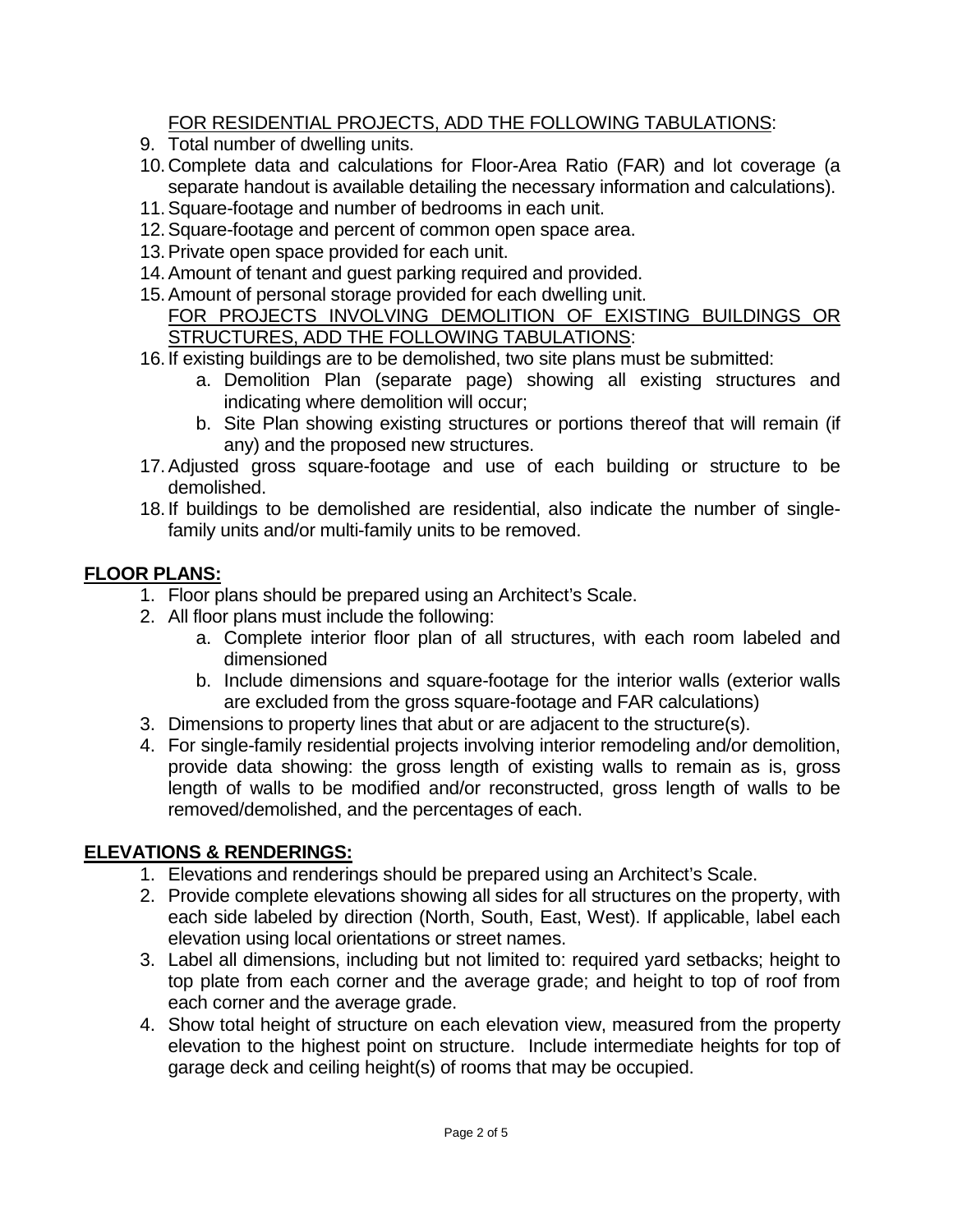<u>FOR RESIDENTIAL PROJECTS, ADD THE FOLLOWING TABULATIONS</u>:

9. Total number of dwelling units.
10. Complete data and calculations for Floor-Area Ratio (FAR) and lot coverage (a separate handout is available detailing the necessary information and calculations).
11. Square-footage and number of bedrooms in each unit.
12. Square-footage and percent of common open space area.
13. Private open space provided for each unit.
14. Amount of tenant and guest parking required and provided.
15. Amount of personal storage provided for each dwelling unit.

<u>FOR PROJECTS INVOLVING DEMOLITION OF EXISTING BUILDINGS OR STRUCTURES, ADD THE FOLLOWING TABULATIONS</u>:

16. If existing buildings are to be demolished, two site plans must be submitted:
    a. Demolition Plan (separate page) showing all existing structures and indicating where demolition will occur;
    b. Site Plan showing existing structures or portions thereof that will remain (if any) and the proposed new structures.
17. Adjusted gross square-footage and use of each building or structure to be demolished.
18. If buildings to be demolished are residential, also indicate the number of single-family units and/or multi-family units to be removed.

## FLOOR PLANS:

1. Floor plans should be prepared using an Architect's Scale.
2. All floor plans must include the following:
    a. Complete interior floor plan of all structures, with each room labeled and dimensioned
    b. Include dimensions and square-footage for the interior walls (exterior walls are excluded from the gross square-footage and FAR calculations)
3. Dimensions to property lines that abut or are adjacent to the structure(s).
4. For single-family residential projects involving interior remodeling and/or demolition, provide data showing: the gross length of existing walls to remain as is, gross length of walls to be modified and/or reconstructed, gross length of walls to be removed/demolished, and the percentages of each.

## ELEVATIONS & RENDERINGS:

1. Elevations and renderings should be prepared using an Architect's Scale.
2. Provide complete elevations showing all sides for all structures on the property, with each side labeled by direction (North, South, East, West). If applicable, label each elevation using local orientations or street names.
3. Label all dimensions, including but not limited to: required yard setbacks; height to top plate from each corner and the average grade; and height to top of roof from each corner and the average grade.
4. Show total height of structure on each elevation view, measured from the property elevation to the highest point on structure. Include intermediate heights for top of garage deck and ceiling height(s) of rooms that may be occupied.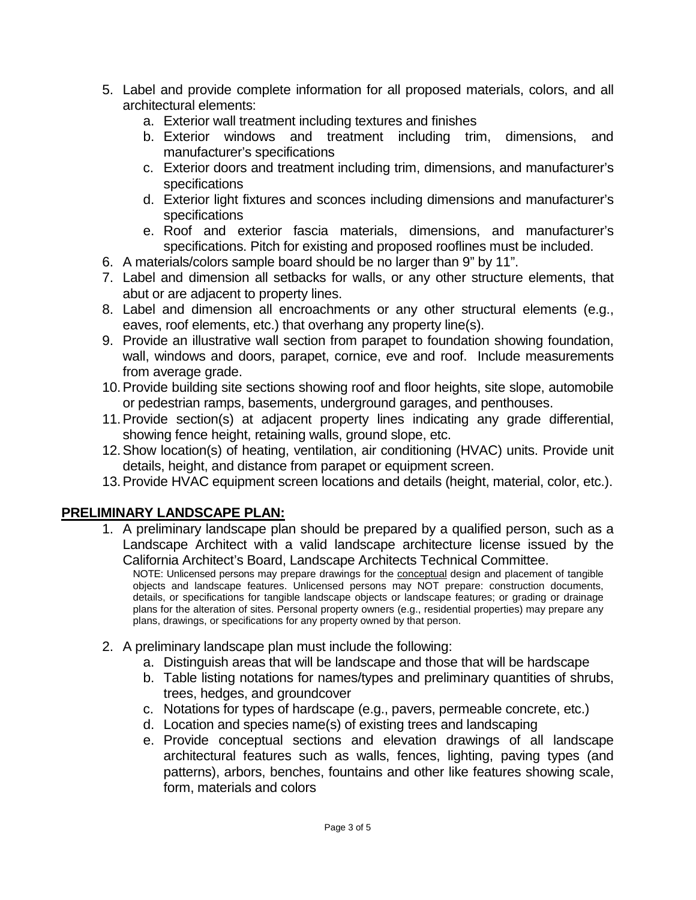5. Label and provide complete information for all proposed materials, colors, and all architectural elements:
   a. Exterior wall treatment including textures and finishes
   b. Exterior windows and treatment including trim, dimensions, and manufacturer's specifications
   c. Exterior doors and treatment including trim, dimensions, and manufacturer's specifications
   d. Exterior light fixtures and sconces including dimensions and manufacturer's specifications
   e. Roof and exterior fascia materials, dimensions, and manufacturer's specifications. Pitch for existing and proposed rooflines must be included.
6. A materials/colors sample board should be no larger than 9" by 11".
7. Label and dimension all setbacks for walls, or any other structure elements, that abut or are adjacent to property lines.
8. Label and dimension all encroachments or any other structural elements (e.g., eaves, roof elements, etc.) that overhang any property line(s).
9. Provide an illustrative wall section from parapet to foundation showing foundation, wall, windows and doors, parapet, cornice, eve and roof. Include measurements from average grade.
10. Provide building site sections showing roof and floor heights, site slope, automobile or pedestrian ramps, basements, underground garages, and penthouses.
11. Provide section(s) at adjacent property lines indicating any grade differential, showing fence height, retaining walls, ground slope, etc.
12. Show location(s) of heating, ventilation, air conditioning (HVAC) units. Provide unit details, height, and distance from parapet or equipment screen.
13. Provide HVAC equipment screen locations and details (height, material, color, etc.).

## PRELIMINARY LANDSCAPE PLAN:

1. A preliminary landscape plan should be prepared by a qualified person, such as a Landscape Architect with a valid landscape architecture license issued by the California Architect's Board, Landscape Architects Technical Committee.

   NOTE: Unlicensed persons may prepare drawings for the conceptual design and placement of tangible objects and landscape features. Unlicensed persons may NOT prepare: construction documents, details, or specifications for tangible landscape objects or landscape features; or grading or drainage plans for the alteration of sites. Personal property owners (e.g., residential properties) may prepare any plans, drawings, or specifications for any property owned by that person.

2. A preliminary landscape plan must include the following:
   a. Distinguish areas that will be landscape and those that will be hardscape
   b. Table listing notations for names/types and preliminary quantities of shrubs, trees, hedges, and groundcover
   c. Notations for types of hardscape (e.g., pavers, permeable concrete, etc.)
   d. Location and species name(s) of existing trees and landscaping
   e. Provide conceptual sections and elevation drawings of all landscape architectural features such as walls, fences, lighting, paving types (and patterns), arbors, benches, fountains and other like features showing scale, form, materials and colors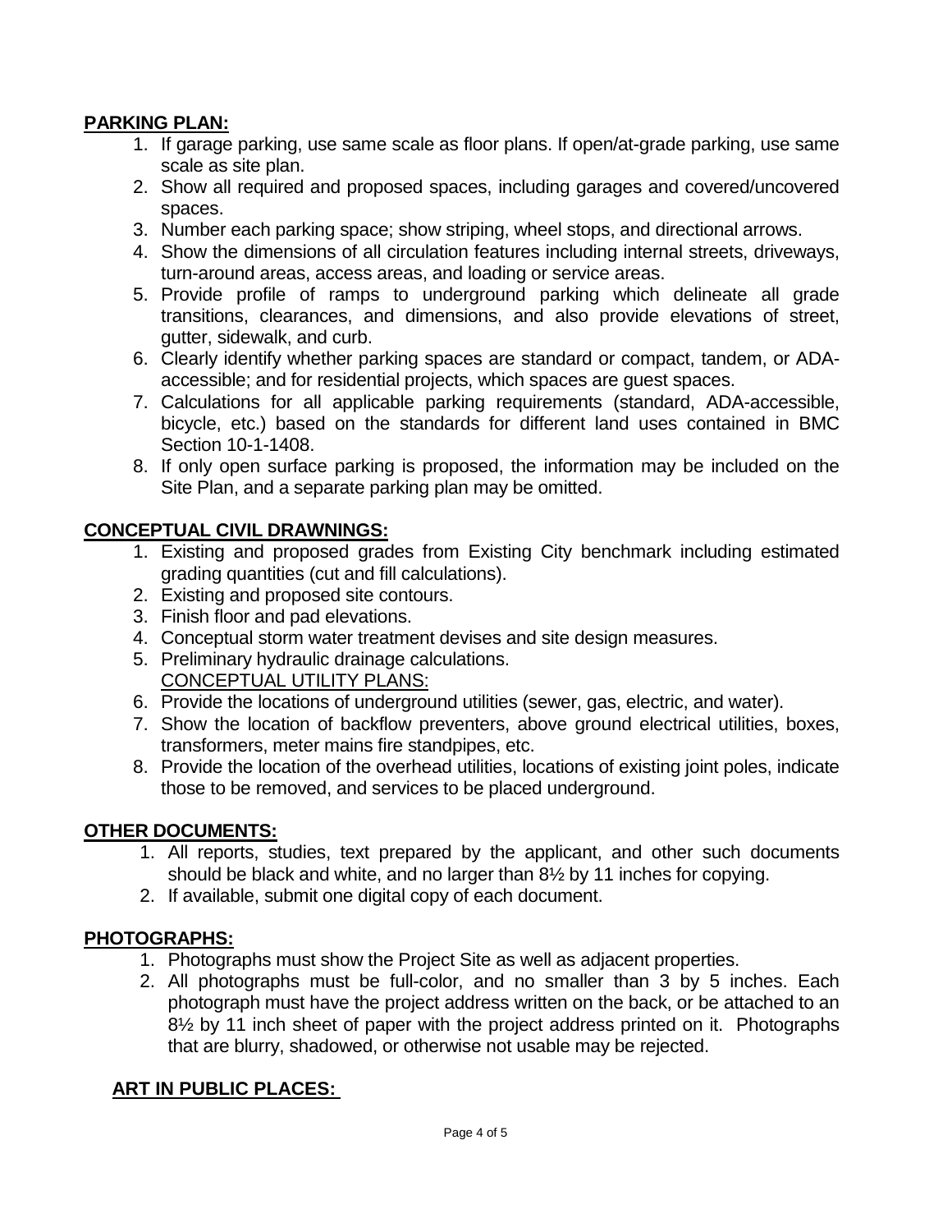**PARKING PLAN:**

1. If garage parking, use same scale as floor plans. If open/at-grade parking, use same scale as site plan.
2. Show all required and proposed spaces, including garages and covered/uncovered spaces.
3. Number each parking space; show striping, wheel stops, and directional arrows.
4. Show the dimensions of all circulation features including internal streets, driveways, turn-around areas, access areas, and loading or service areas.
5. Provide profile of ramps to underground parking which delineate all grade transitions, clearances, and dimensions, and also provide elevations of street, gutter, sidewalk, and curb.
6. Clearly identify whether parking spaces are standard or compact, tandem, or ADA-accessible; and for residential projects, which spaces are guest spaces.
7. Calculations for all applicable parking requirements (standard, ADA-accessible, bicycle, etc.) based on the standards for different land uses contained in BMC Section 10-1-1408.
8. If only open surface parking is proposed, the information may be included on the Site Plan, and a separate parking plan may be omitted.

**CONCEPTUAL CIVIL DRAWNINGS:**

1. Existing and proposed grades from Existing City benchmark including estimated grading quantities (cut and fill calculations).
2. Existing and proposed site contours.
3. Finish floor and pad elevations.
4. Conceptual storm water treatment devises and site design measures.
5. Preliminary hydraulic drainage calculations.
   CONCEPTUAL UTILITY PLANS:
6. Provide the locations of underground utilities (sewer, gas, electric, and water).
7. Show the location of backflow preventers, above ground electrical utilities, boxes, transformers, meter mains fire standpipes, etc.
8. Provide the location of the overhead utilities, locations of existing joint poles, indicate those to be removed, and services to be placed underground.

**OTHER DOCUMENTS:**

1. All reports, studies, text prepared by the applicant, and other such documents should be black and white, and no larger than 8½ by 11 inches for copying.
2. If available, submit one digital copy of each document.

**PHOTOGRAPHS:**

1. Photographs must show the Project Site as well as adjacent properties.
2. All photographs must be full-color, and no smaller than 3 by 5 inches. Each photograph must have the project address written on the back, or be attached to an 8½ by 11 inch sheet of paper with the project address printed on it. Photographs that are blurry, shadowed, or otherwise not usable may be rejected.

**ART IN PUBLIC PLACES:**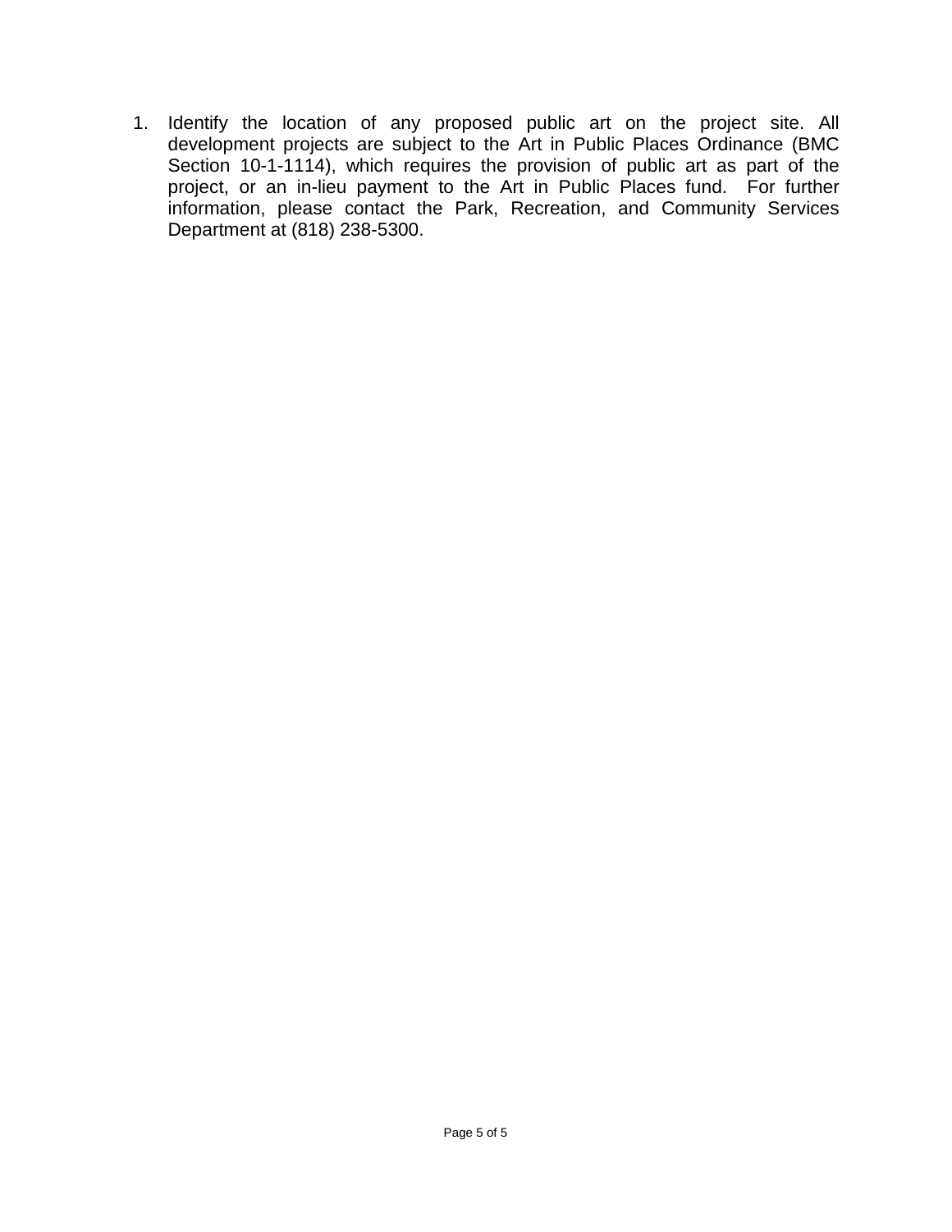1. Identify the location of any proposed public art on the project site. All development projects are subject to the Art in Public Places Ordinance (BMC Section 10-1-1114), which requires the provision of public art as part of the project, or an in-lieu payment to the Art in Public Places fund. For further information, please contact the Park, Recreation, and Community Services Department at (818) 238-5300.